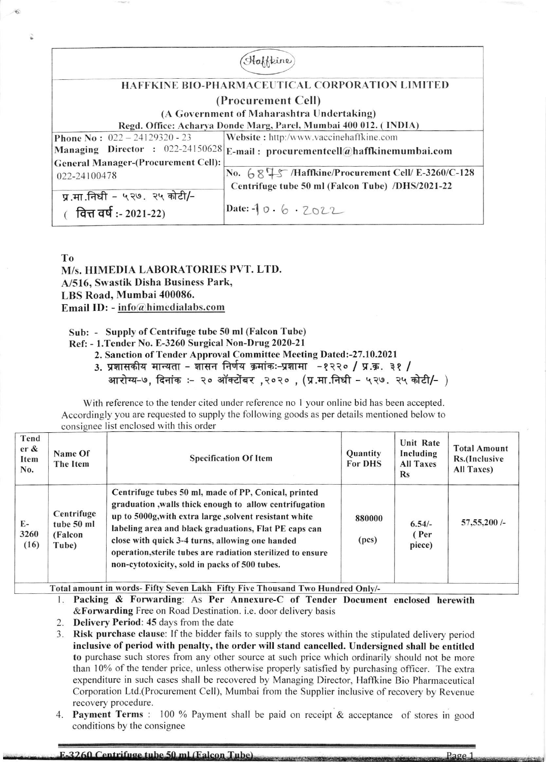(Haffkine)

## HAFFKINE BIO-PHARMACEUTICAL CORPORATION LIMITED

### (Procurement Cell)

**(A Government of Maharashtra Undertaking)**

**Regd. Office: Acharya Donde Marg, Parel, Mumbai 400 012. ( INDIA)**

| | |
|---|---|
| **Phone No :** 022 – 24129320 - 23 | **Website :** http:/www.vaccinehaffkine.com |
| **Managing Director :** 022-24150628 | **E-mail : procurementcell@haffkinemumbai.com** |
| **General Manager-(Procurement Cell):** 022-24100478 | **No.** 6845 **/Haffkine/Procurement Cell/ E-3260/C-128 Centrifuge tube 50 ml (Falcon Tube) /DHS/2021-22** |
| प्र.मा.निधी – ५२७. २५ कोटी/- ( **वित्त वर्ष :- 2021-22**) | **Date:** -10 . 6 . 2022 |

**To**
**M/s. HIMEDIA LABORATORIES PVT. LTD.**
**A/516, Swastik Disha Business Park,**
**LBS Road, Mumbai 400086.**
**Email ID: - info@himedialabs.com**

**Sub: - Supply of Centrifuge tube 50 ml (Falcon Tube)**
**Ref: - 1.Tender No. E-3260 Surgical Non-Drug 2020-21**
**2. Sanction of Tender Approval Committee Meeting Dated:-27.10.2021**
**3. प्रशासकीय मान्यता – शासन निर्णय क्रमांकः-प्रशामा -१२२० / प्र.क्र. ३१ / आरोग्य-७, दिनांक :- २० ऑक्टोंबर ,२०२० , (प्र.मा.निधी – ५२७. २५ कोटी/- )**

With reference to the tender cited under reference no 1 your online bid has been accepted. Accordingly you are requested to supply the following goods as per details mentioned below to consignee list enclosed with this order

| Tender & Item No. | Name Of The Item | Specification Of Item | Quantity For DHS | Unit Rate Including All Taxes Rs | Total Amount Rs.(Inclusive All Taxes) |
|---|---|---|---|---|---|
| E-3260 (16) | Centrifuge tube 50 ml (Falcon Tube) | Centrifuge tubes 50 ml, made of PP, Conical, printed graduation ,walls thick enough to allow centrifugation up to 5000g,with extra large ,solvent resistant white labeling area and black graduations, Flat PE caps can close with quick 3-4 turns, allowing one handed operation,sterile tubes are radiation sterilized to ensure non-cytotoxicity, sold in packs of 500 tubes. | 880000 (pcs) | 6.54/- ( Per piece) | 57,55,200 /- |
| **Total amount in words- Fifty Seven Lakh Fifty Five Thousand Two Hundred Only/-** | | | | | |

1. **Packing & Forwarding**: As **Per Annexure-C of Tender Document enclosed herewith &Forwarding** Free on Road Destination. i.e. door delivery basis
2. **Delivery Period**: **45** days from the date
3. **Risk purchase clause**: If the bidder fails to supply the stores within the stipulated delivery period **inclusive of period with penalty, the order will stand cancelled. Undersigned shall be entitled to** purchase such stores from any other source at such price which ordinarily should not be more than 10% of the tender price, unless otherwise properly satisfied by purchasing officer. The extra expenditure in such cases shall be recovered by Managing Director, Haffkine Bio Pharmaceutical Corporation Ltd.(Procurement Cell), Mumbai from the Supplier inclusive of recovery by Revenue recovery procedure.
4. **Payment Terms** : 100 % Payment shall be paid on receipt & acceptance of stores in good conditions by the consignee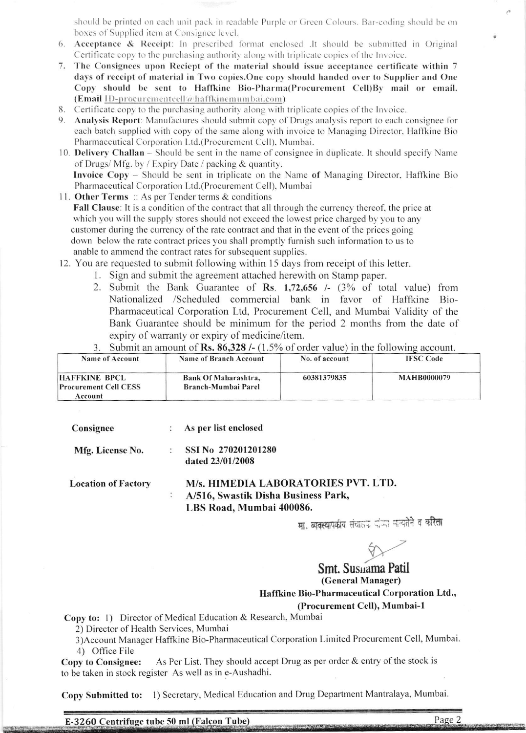should be printed on each unit pack in readable Purple or Green Colours. Bar-coding should be on boxes of Supplied item at Consignee level.

6. **Acceptance & Receipt**: In prescribed format enclosed .It should be submitted in Original Certificate copy to the purchasing authority along with triplicate copies of the Invoice.
7. **The Consignees upon Reciept of the material should issue acceptance certificate within 7 days of receipt of material in Two copies.One copy should handed over to Supplier and One Copy should be sent to Haffkine Bio-Pharma(Procurement Cell)By mail or email. (Email ID-procurementcell@haffkinemumbai.com)**
8. Certificate copy to the purchasing authority along with triplicate copies of the Invoice.
9. **Analysis Report**: Manufactures should submit copy of Drugs analysis report to each consignee for each batch supplied with copy of the same along with invoice to Managing Director, Haffkine Bio Pharmaceutical Corporation Ltd.(Procurement Cell), Mumbai.
10. **Delivery Challan** – Should be sent in the name of consignee in duplicate. It should specify Name of Drugs/ Mfg. by / Expiry Date / packing & quantity.
    **Invoice Copy** – Should be sent in triplicate on the Name **of** Managing Director, Haffkine Bio Pharmaceutical Corporation Ltd.(Procurement Cell), Mumbai
11. **Other Terms** :: As per Tender terms & conditions
    **Fall Clause**: It is a condition of the contract that all through the currency thereof, the price at which you will the supply stores should not exceed the lowest price charged by you to any customer during the currency of the rate contract and that in the event of the prices going down below the rate contract prices you shall promptly furnish such information to us to anable to ammend the contract rates for subsequent supplies.
12. You are requested to submit following within 15 days from receipt of this letter.
    1. Sign and submit the agreement attached herewith on Stamp paper.
    2. Submit the Bank Guarantee of **Rs. 1,72,656 /-** (3% of total value) from Nationalized /Scheduled commercial bank in favor of Haffkine Bio-Pharmaceutical Corporation Ltd, Procurement Cell, and Mumbai Validity of the Bank Guarantee should be minimum for the period 2 months from the date of expiry of warranty or expiry of medicine/item.
    3. Submit an amount of **Rs. 86,328 /-** (1.5% of order value) in the following account.

| Name of Account | Name of Branch Account | No. of account | IFSC Code |
|---|---|---|---|
| **HAFFKINE BPCL Procurement Cell CESS Account** | **Bank Of Maharashtra, Branch-Mumbai Parel** | **60381379835** | **MAHB0000079** |

**Consignee** : **As per list enclosed**

**Mfg. License No.** : **SSI No 270201201280 dated 23/01/2008**

**Location of Factory** : **M/s. HIMEDIA LABORATORIES PVT. LTD. A/516, Swastik Disha Business Park, LBS Road, Mumbai 400086.**

मा. व्यवस्थापकीय संचालक यांच्या मान्यतेने व करिता

**Smt. Sushama Patil**
**(General Manager)**
**Haffkine Bio-Pharmaceutical Corporation Ltd.,**
**(Procurement Cell), Mumbai-1**

**Copy to:** 1) Director of Medical Education & Research, Mumbai
2) Director of Health Services, Mumbai
3)Account Manager Haffkine Bio-Pharmaceutical Corporation Limited Procurement Cell, Mumbai.
4) Office File

**Copy to Consignee:** As Per List. They should accept Drug as per order & entry of the stock is to be taken in stock register As well as in e-Aushadhi.

**Copy Submitted to:** 1) Secretary, Medical Education and Drug Department Mantralaya, Mumbai.

**E-3260 Centrifuge tube 50 ml (Falcon Tube)**